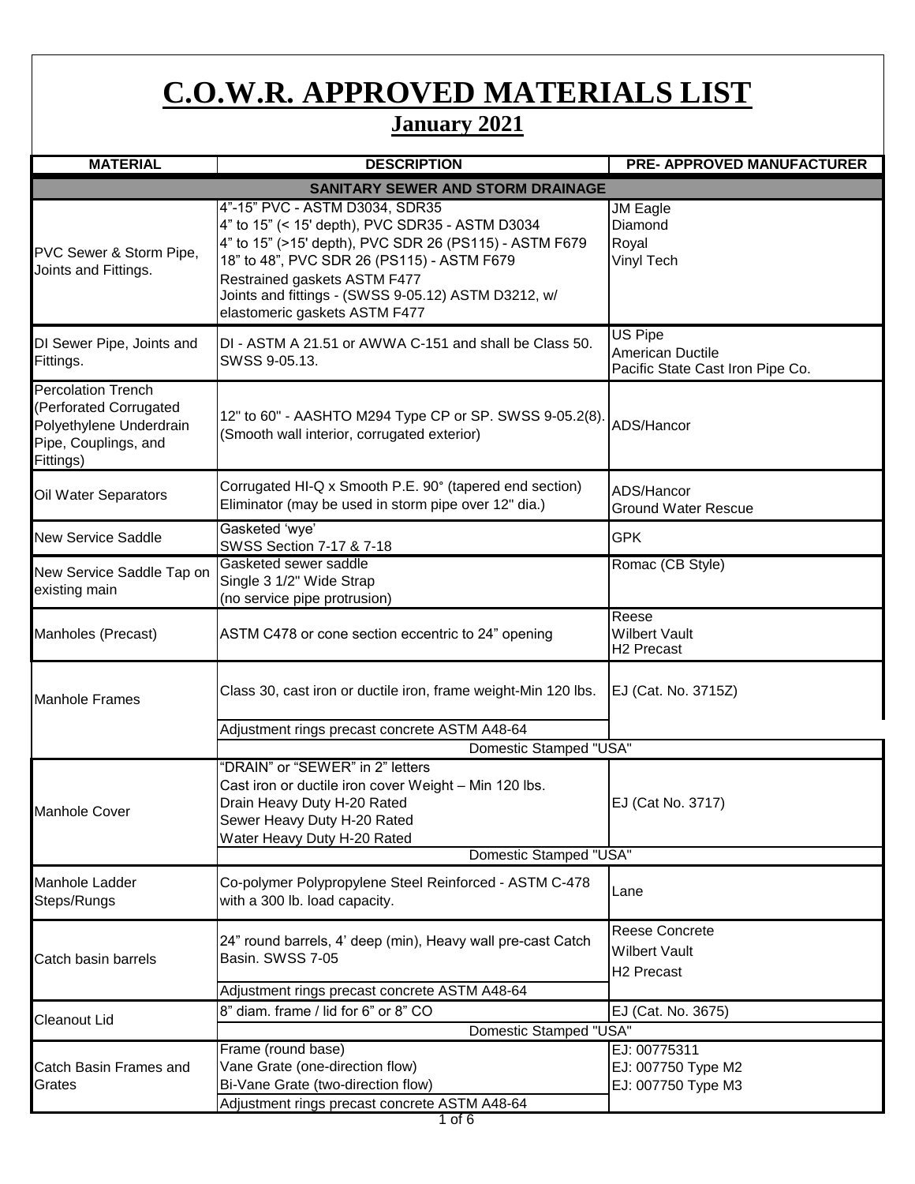# C.O.W.R. APPROVED MATERIALS LIST

## January 2021

| MATERIAL | DESCRIPTION | PRE- APPROVED MANUFACTURER |
|---|---|---|
| **SANITARY SEWER AND STORM DRAINAGE** | | |
| PVC Sewer & Storm Pipe, Joints and Fittings. | 4"-15" PVC - ASTM D3034, SDR35<br>4" to 15" (< 15' depth), PVC SDR35 - ASTM D3034<br>4" to 15" (>15' depth), PVC SDR 26 (PS115) - ASTM F679<br>18" to 48", PVC SDR 26 (PS115) - ASTM F679<br>Restrained gaskets ASTM F477<br>Joints and fittings - (SWSS 9-05.12) ASTM D3212, w/ elastomeric gaskets ASTM F477 | JM Eagle<br>Diamond<br>Royal<br>Vinyl Tech |
| DI Sewer Pipe, Joints and Fittings. | DI - ASTM A 21.51 or AWWA C-151 and shall be Class 50. SWSS 9-05.13. | US Pipe<br>American Ductile<br>Pacific State Cast Iron Pipe Co. |
| Percolation Trench (Perforated Corrugated Polyethylene Underdrain Pipe, Couplings, and Fittings) | 12" to 60" - AASHTO M294 Type CP or SP. SWSS 9-05.2(8). (Smooth wall interior, corrugated exterior) | ADS/Hancor |
| Oil Water Separators | Corrugated HI-Q x Smooth P.E. 90° (tapered end section) Eliminator (may be used in storm pipe over 12" dia.) | ADS/Hancor<br>Ground Water Rescue |
| New Service Saddle | Gasketed 'wye'<br>SWSS Section 7-17 & 7-18 | GPK |
| New Service Saddle Tap on existing main | Gasketed sewer saddle<br>Single 3 1/2" Wide Strap<br>(no service pipe protrusion) | Romac (CB Style) |
| Manholes (Precast) | ASTM C478 or cone section eccentric to 24" opening | Reese<br>Wilbert Vault<br>H2 Precast |
| Manhole Frames | Class 30, cast iron or ductile iron, frame weight-Min 120 lbs.<br>Adjustment rings precast concrete ASTM A48-64<br>Domestic Stamped "USA" | EJ (Cat. No. 3715Z) |
| Manhole Cover | "DRAIN" or "SEWER" in 2" letters<br>Cast iron or ductile iron cover Weight – Min 120 lbs.<br>Drain Heavy Duty H-20 Rated<br>Sewer Heavy Duty H-20 Rated<br>Water Heavy Duty H-20 Rated<br>Domestic Stamped "USA" | EJ (Cat No. 3717) |
| Manhole Ladder Steps/Rungs | Co-polymer Polypropylene Steel Reinforced - ASTM C-478 with a 300 lb. load capacity. | Lane |
| Catch basin barrels | 24" round barrels, 4' deep (min), Heavy wall pre-cast Catch Basin. SWSS 7-05<br>Adjustment rings precast concrete ASTM A48-64 | Reese Concrete<br>Wilbert Vault<br>H2 Precast |
| Cleanout Lid | 8" diam. frame / lid for 6" or 8" CO<br>Domestic Stamped "USA" | EJ (Cat. No. 3675) |
| Catch Basin Frames and Grates | Frame (round base)<br>Vane Grate (one-direction flow)<br>Bi-Vane Grate (two-direction flow)<br>Adjustment rings precast concrete ASTM A48-64 | EJ: 00775311<br>EJ: 007750 Type M2<br>EJ: 007750 Type M3 |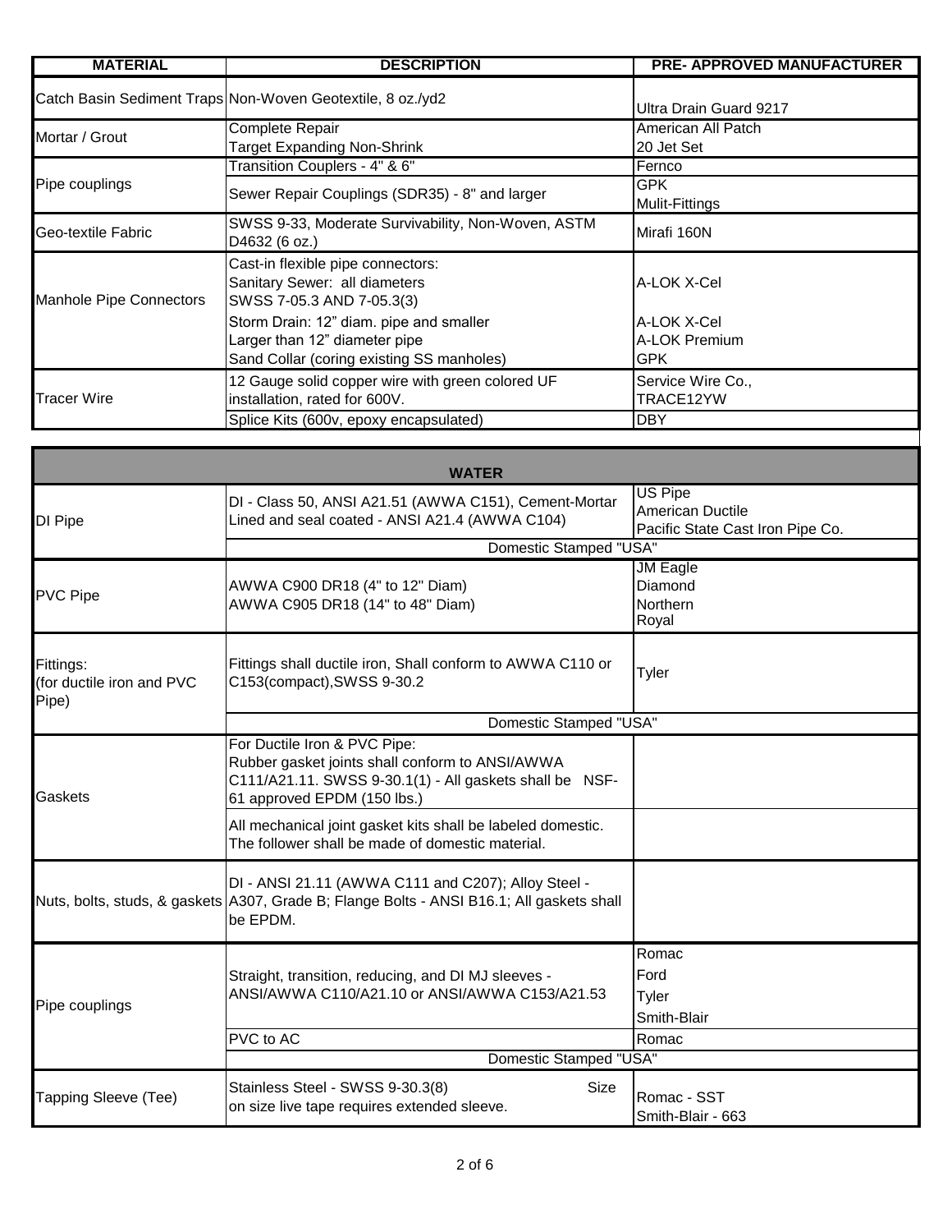| MATERIAL | DESCRIPTION | PRE- APPROVED MANUFACTURER |
|---|---|---|
| Catch Basin Sediment Traps | Non-Woven Geotextile, 8 oz./yd2 | Ultra Drain Guard 9217 |
| Mortar / Grout | Complete Repair<br>Target Expanding Non-Shrink | American All Patch<br>20 Jet Set |
| Pipe couplings | Transition Couplers - 4" & 6" | Fernco |
| | Sewer Repair Couplings (SDR35) - 8" and larger | GPK<br>Mulit-Fittings |
| Geo-textile Fabric | SWSS 9-33, Moderate Survivability, Non-Woven, ASTM D4632 (6 oz.) | Mirafi 160N |
| Manhole Pipe Connectors | Cast-in flexible pipe connectors:<br>Sanitary Sewer: all diameters<br>SWSS 7-05.3 AND 7-05.3(3) | A-LOK X-Cel |
| | Storm Drain: 12" diam. pipe and smaller<br>Larger than 12" diameter pipe<br>Sand Collar (coring existing SS manholes) | A-LOK X-Cel<br>A-LOK Premium<br>GPK |
| Tracer Wire | 12 Gauge solid copper wire with green colored UF installation, rated for 600V. | Service Wire Co.,<br>TRACE12YW |
| | Splice Kits (600v, epoxy encapsulated) | DBY |

| WATER | | |
|---|---|---|
| DI Pipe | DI - Class 50, ANSI A21.51 (AWWA C151), Cement-Mortar Lined and seal coated - ANSI A21.4 (AWWA C104) | US Pipe<br>American Ductile<br>Pacific State Cast Iron Pipe Co. |
| | Domestic Stamped "USA" | |
| PVC Pipe | AWWA C900 DR18 (4" to 12" Diam)<br>AWWA C905 DR18 (14" to 48" Diam) | JM Eagle<br>Diamond<br>Northern<br>Royal |
| Fittings:<br>(for ductile iron and PVC Pipe) | Fittings shall ductile iron, Shall conform to AWWA C110 or C153(compact),SWSS 9-30.2 | Tyler |
| | Domestic Stamped "USA" | |
| Gaskets | For Ductile Iron & PVC Pipe:<br>Rubber gasket joints shall conform to ANSI/AWWA C111/A21.11. SWSS 9-30.1(1) - All gaskets shall be NSF-61 approved EPDM (150 lbs.) | |
| | All mechanical joint gasket kits shall be labeled domestic. The follower shall be made of domestic material. | |
| Nuts, bolts, studs, & gaskets | DI - ANSI 21.11 (AWWA C111 and C207); Alloy Steel - A307, Grade B; Flange Bolts - ANSI B16.1; All gaskets shall be EPDM. | |
| Pipe couplings | Straight, transition, reducing, and DI MJ sleeves - ANSI/AWWA C110/A21.10 or ANSI/AWWA C153/A21.53 | Romac<br>Ford<br>Tyler<br>Smith-Blair |
| | PVC to AC | Romac |
| | Domestic Stamped "USA" | |
| Tapping Sleeve (Tee) | Stainless Steel - SWSS 9-30.3(8) Size on size live tape requires extended sleeve. | Romac - SST<br>Smith-Blair - 663 |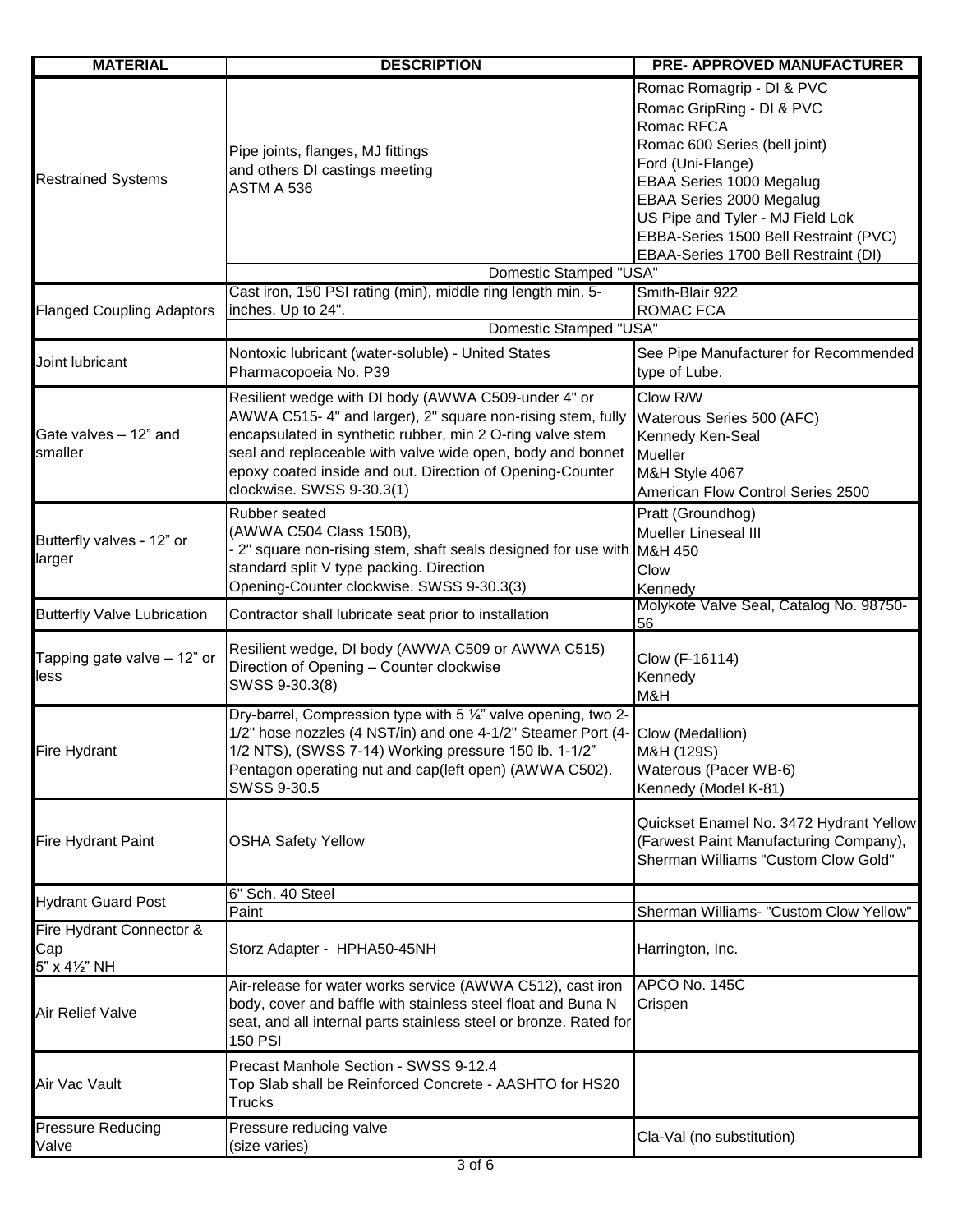| MATERIAL | DESCRIPTION | PRE- APPROVED MANUFACTURER |
|---|---|---|
| Restrained Systems | Pipe joints, flanges, MJ fittings and others DI castings meeting ASTM A 536 | Romac Romagrip - DI & PVC<br>Romac GripRing - DI & PVC<br>Romac RFCA<br>Romac 600 Series (bell joint)<br>Ford (Uni-Flange)<br>EBAA Series 1000 Megalug<br>EBAA Series 2000 Megalug<br>US Pipe and Tyler - MJ Field Lok<br>EBBA-Series 1500 Bell Restraint (PVC)<br>EBAA-Series 1700 Bell Restraint (DI) |
| | Domestic Stamped "USA" | |
| Flanged Coupling Adaptors | Cast iron, 150 PSI rating (min), middle ring length min. 5-inches. Up to 24". | Smith-Blair 922<br>ROMAC FCA |
| | Domestic Stamped "USA" | |
| Joint lubricant | Nontoxic lubricant (water-soluble) - United States Pharmacopoeia No. P39 | See Pipe Manufacturer for Recommended type of Lube. |
| Gate valves – 12" and smaller | Resilient wedge with DI body (AWWA C509-under 4" or AWWA C515- 4" and larger), 2" square non-rising stem, fully encapsulated in synthetic rubber, min 2 O-ring valve stem seal and replaceable with valve wide open, body and bonnet epoxy coated inside and out. Direction of Opening-Counter clockwise. SWSS 9-30.3(1) | Clow R/W<br>Waterous Series 500 (AFC)<br>Kennedy Ken-Seal<br>Mueller<br>M&H Style 4067<br>American Flow Control Series 2500 |
| Butterfly valves - 12" or larger | Rubber seated (AWWA C504 Class 150B), - 2" square non-rising stem, shaft seals designed for use with standard split V type packing. Direction Opening-Counter clockwise. SWSS 9-30.3(3) | Pratt (Groundhog)<br>Mueller Lineseal III<br>M&H 450<br>Clow<br>Kennedy |
| Butterfly Valve Lubrication | Contractor shall lubricate seat prior to installation | Molykote Valve Seal, Catalog No. 98750-56 |
| Tapping gate valve – 12" or less | Resilient wedge, DI body (AWWA C509 or AWWA C515) Direction of Opening – Counter clockwise SWSS 9-30.3(8) | Clow (F-16114)<br>Kennedy<br>M&H |
| Fire Hydrant | Dry-barrel, Compression type with 5 ¼" valve opening, two 2-1/2" hose nozzles (4 NST/in) and one 4-1/2" Steamer Port (4-1/2 NTS), (SWSS 7-14) Working pressure 150 lb. 1-1/2" Pentagon operating nut and cap(left open) (AWWA C502). SWSS 9-30.5 | Clow (Medallion)<br>M&H (129S)<br>Waterous (Pacer WB-6)<br>Kennedy (Model K-81) |
| Fire Hydrant Paint | OSHA Safety Yellow | Quickset Enamel No. 3472 Hydrant Yellow (Farwest Paint Manufacturing Company), Sherman Williams "Custom Clow Gold" |
| Hydrant Guard Post | 6" Sch. 40 Steel | |
| | Paint | Sherman Williams- "Custom Clow Yellow" |
| Fire Hydrant Connector & Cap 5" x 4½" NH | Storz Adapter - HPHA50-45NH | Harrington, Inc. |
| Air Relief Valve | Air-release for water works service (AWWA C512), cast iron body, cover and baffle with stainless steel float and Buna N seat, and all internal parts stainless steel or bronze. Rated for 150 PSI | APCO No. 145C<br>Crispen |
| Air Vac Vault | Precast Manhole Section - SWSS 9-12.4<br>Top Slab shall be Reinforced Concrete - AASHTO for HS20 Trucks | |
| Pressure Reducing Valve | Pressure reducing valve (size varies) | Cla-Val (no substitution) |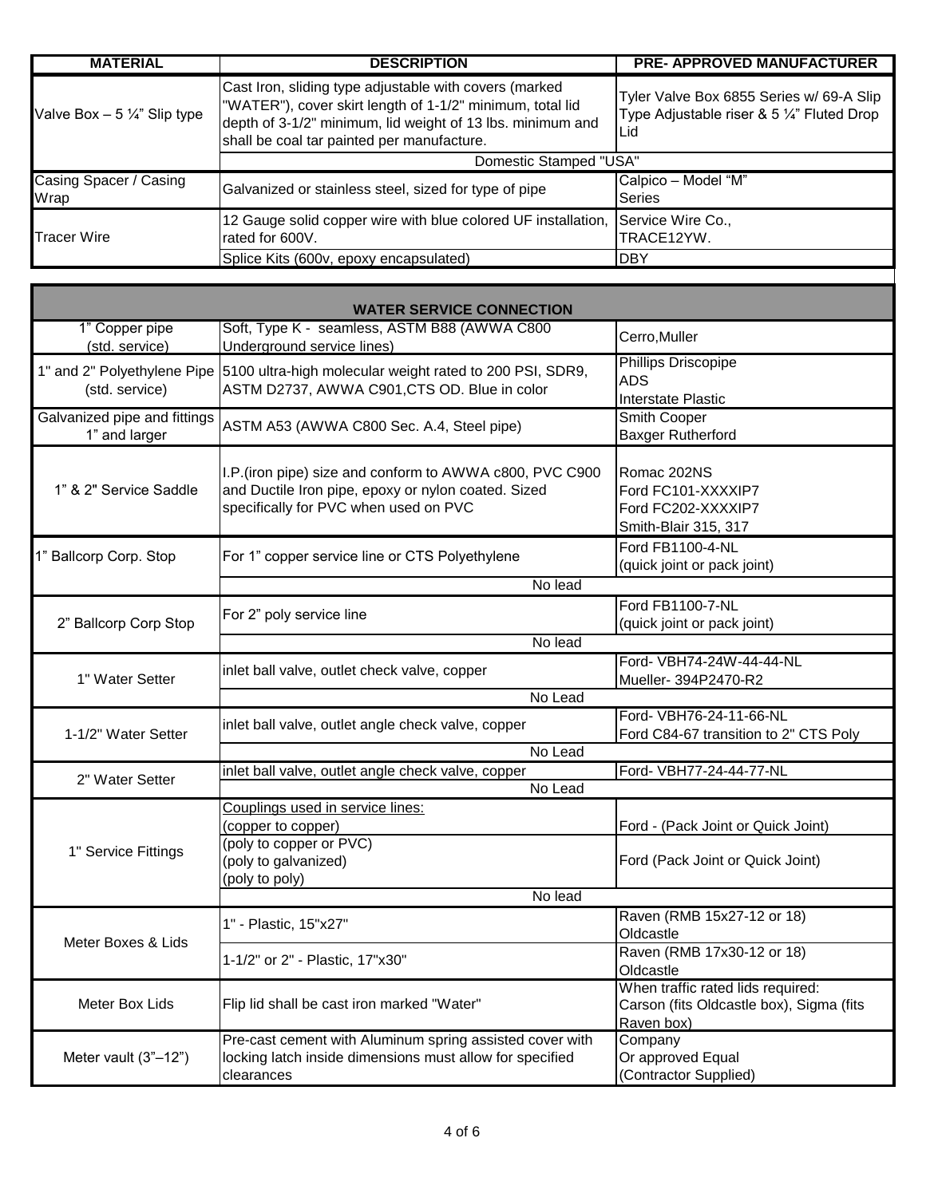| MATERIAL | DESCRIPTION | PRE- APPROVED MANUFACTURER |
|---|---|---|
| Valve Box – 5 ¼" Slip type | Cast Iron, sliding type adjustable with covers (marked "WATER"), cover skirt length of 1-1/2" minimum, total lid depth of 3-1/2" minimum, lid weight of 13 lbs. minimum and shall be coal tar painted per manufacture. | Tyler Valve Box 6855 Series w/ 69-A Slip Type Adjustable riser & 5 ¼" Fluted Drop Lid |
| | Domestic Stamped "USA" | |
| Casing Spacer / Casing Wrap | Galvanized or stainless steel, sized for type of pipe | Calpico – Model "M" Series |
| Tracer Wire | 12 Gauge solid copper wire with blue colored UF installation, rated for 600V. | Service Wire Co., TRACE12YW. |
| | Splice Kits (600v, epoxy encapsulated) | DBY |

| WATER SERVICE CONNECTION | | |
|---|---|---|
| 1" Copper pipe (std. service) | Soft, Type K - seamless, ASTM B88 (AWWA C800 Underground service lines) | Cerro,Muller |
| 1" and 2" Polyethylene Pipe (std. service) | 5100 ultra-high molecular weight rated to 200 PSI, SDR9, ASTM D2737, AWWA C901,CTS OD. Blue in color | Phillips Driscopipe<br>ADS<br>Interstate Plastic |
| Galvanized pipe and fittings 1" and larger | ASTM A53 (AWWA C800 Sec. A.4, Steel pipe) | Smith Cooper<br>Baxger Rutherford |
| 1" & 2" Service Saddle | I.P.(iron pipe) size and conform to AWWA c800, PVC C900 and Ductile Iron pipe, epoxy or nylon coated. Sized specifically for PVC when used on PVC | Romac 202NS<br>Ford FC101-XXXXIP7<br>Ford FC202-XXXXIP7<br>Smith-Blair 315, 317 |
| 1" Ballcorp Corp. Stop | For 1" copper service line or CTS Polyethylene | Ford FB1100-4-NL (quick joint or pack joint) |
| | No lead | |
| 2" Ballcorp Corp Stop | For 2" poly service line | Ford FB1100-7-NL (quick joint or pack joint) |
| | No lead | |
| 1" Water Setter | inlet ball valve, outlet check valve, copper | Ford- VBH74-24W-44-44-NL<br>Mueller- 394P2470-R2 |
| | No Lead | |
| 1-1/2" Water Setter | inlet ball valve, outlet angle check valve, copper | Ford- VBH76-24-11-66-NL<br>Ford C84-67 transition to 2" CTS Poly |
| | No Lead | |
| 2" Water Setter | inlet ball valve, outlet angle check valve, copper | Ford- VBH77-24-44-77-NL |
| | No Lead | |
| 1" Service Fittings | Couplings used in service lines:<br>(copper to copper) | Ford - (Pack Joint or Quick Joint) |
| | (poly to copper or PVC)<br>(poly to galvanized)<br>(poly to poly) | Ford (Pack Joint or Quick Joint) |
| | No lead | |
| Meter Boxes & Lids | 1" - Plastic, 15"x27" | Raven (RMB 15x27-12 or 18)<br>Oldcastle |
| | 1-1/2" or 2" - Plastic, 17"x30" | Raven (RMB 17x30-12 or 18)<br>Oldcastle |
| Meter Box Lids | Flip lid shall be cast iron marked "Water" | When traffic rated lids required: Carson (fits Oldcastle box), Sigma (fits Raven box) |
| Meter vault (3"–12") | Pre-cast cement with Aluminum spring assisted cover with locking latch inside dimensions must allow for specified clearances | Company<br>Or approved Equal<br>(Contractor Supplied) |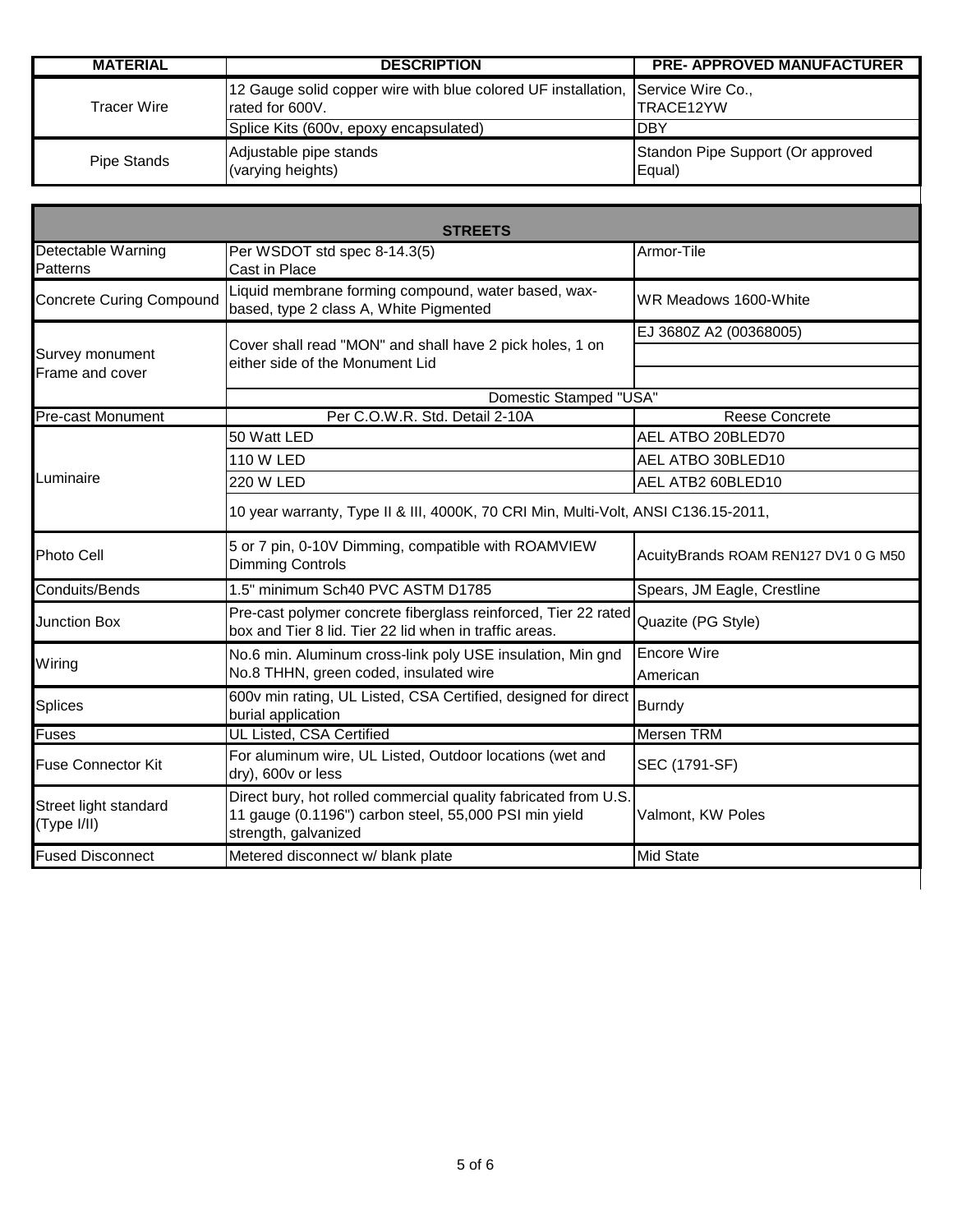| MATERIAL | DESCRIPTION | PRE- APPROVED MANUFACTURER |
|---|---|---|
| Tracer Wire | 12 Gauge solid copper wire with blue colored UF installation, rated for 600V. | Service Wire Co., TRACE12YW |
| | Splice Kits (600v, epoxy encapsulated) | DBY |
| Pipe Stands | Adjustable pipe stands (varying heights) | Standon Pipe Support (Or approved Equal) |

| STREETS | | |
|---|---|---|
| Detectable Warning Patterns | Per WSDOT std spec 8-14.3(5) Cast in Place | Armor-Tile |
| Concrete Curing Compound | Liquid membrane forming compound, water based, wax-based, type 2 class A, White Pigmented | WR Meadows 1600-White |
| Survey monument Frame and cover | Cover shall read "MON" and shall have 2 pick holes, 1 on either side of the Monument Lid | EJ 3680Z A2 (00368005) |
| | | |
| | | |
| | Domestic Stamped "USA" | |
| Pre-cast Monument | Per C.O.W.R. Std. Detail 2-10A | Reese Concrete |
| Luminaire | 50 Watt LED | AEL ATBO 20BLED70 |
| | 110 W LED | AEL ATBO 30BLED10 |
| | 220 W LED | AEL ATB2 60BLED10 |
| | 10 year warranty, Type II & III, 4000K, 70 CRI Min, Multi-Volt, ANSI C136.15-2011, | |
| Photo Cell | 5 or 7 pin, 0-10V Dimming, compatible with ROAMVIEW Dimming Controls | AcuityBrands ROAM REN127 DV1 0 G M50 |
| Conduits/Bends | 1.5" minimum Sch40 PVC ASTM D1785 | Spears, JM Eagle, Crestline |
| Junction Box | Pre-cast polymer concrete fiberglass reinforced, Tier 22 rated box and Tier 8 lid. Tier 22 lid when in traffic areas. | Quazite (PG Style) |
| Wiring | No.6 min. Aluminum cross-link poly USE insulation, Min gnd No.8 THHN, green coded, insulated wire | Encore Wire<br>American |
| Splices | 600v min rating, UL Listed, CSA Certified, designed for direct burial application | Burndy |
| Fuses | UL Listed, CSA Certified | Mersen TRM |
| Fuse Connector Kit | For aluminum wire, UL Listed, Outdoor locations (wet and dry), 600v or less | SEC (1791-SF) |
| Street light standard (Type I/II) | Direct bury, hot rolled commercial quality fabricated from U.S. 11 gauge (0.1196") carbon steel, 55,000 PSI min yield strength, galvanized | Valmont, KW Poles |
| Fused Disconnect | Metered disconnect w/ blank plate | Mid State |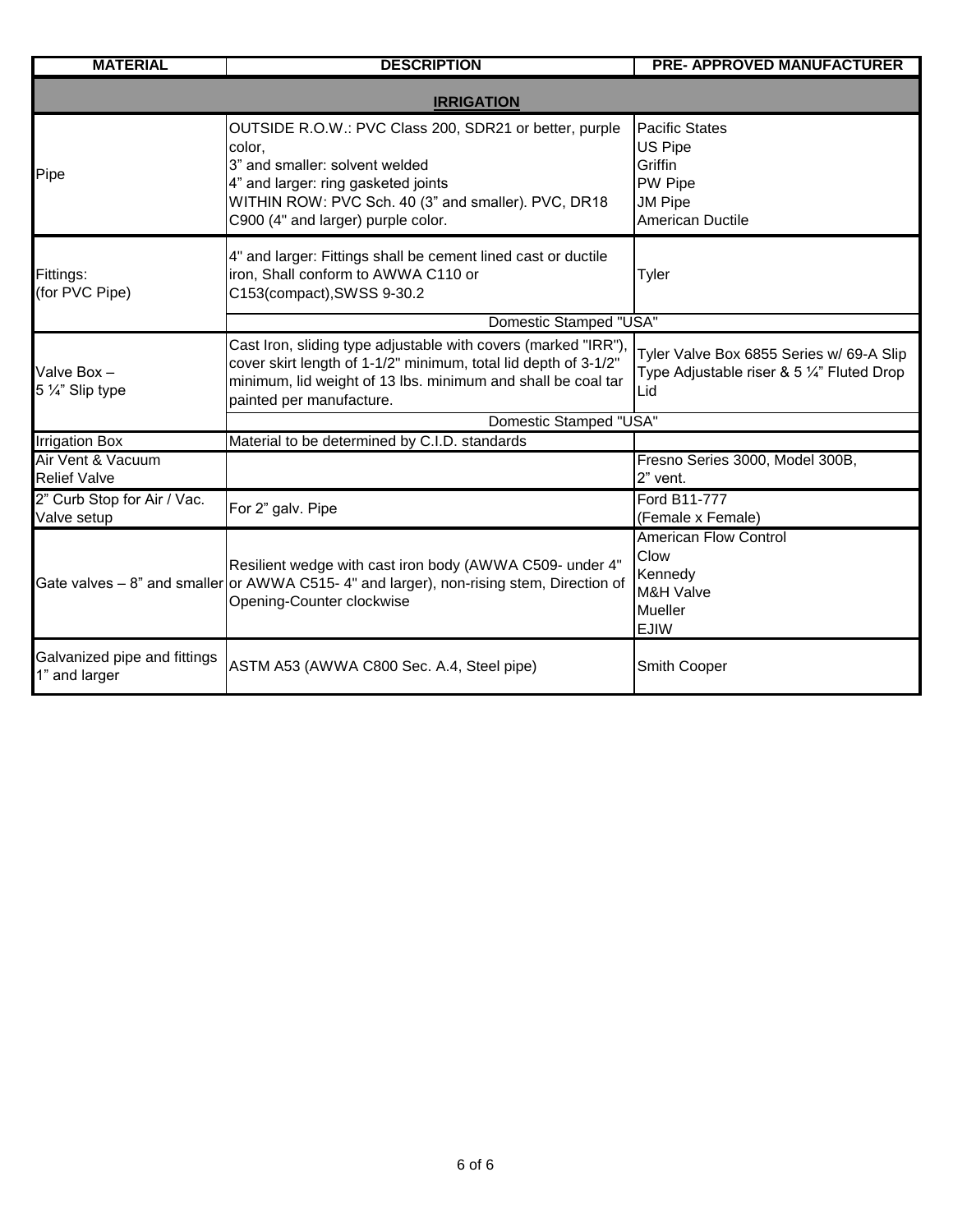| MATERIAL | DESCRIPTION | PRE- APPROVED MANUFACTURER |
|---|---|---|
| | **IRRIGATION** | |
| Pipe | OUTSIDE R.O.W.: PVC Class 200, SDR21 or better, purple color,<br>3" and smaller: solvent welded<br>4" and larger: ring gasketed joints<br>WITHIN ROW: PVC Sch. 40 (3" and smaller). PVC, DR18 C900 (4" and larger) purple color. | Pacific States<br>US Pipe<br>Griffin<br>PW Pipe<br>JM Pipe<br>American Ductile |
| Fittings:<br>(for PVC Pipe) | 4" and larger: Fittings shall be cement lined cast or ductile iron, Shall conform to AWWA C110 or C153(compact),SWSS 9-30.2 | Tyler |
| | Domestic Stamped "USA" | |
| Valve Box –<br>5 ¼" Slip type | Cast Iron, sliding type adjustable with covers (marked "IRR"), cover skirt length of 1-1/2" minimum, total lid depth of 3-1/2" minimum, lid weight of 13 lbs. minimum and shall be coal tar painted per manufacture. | Tyler Valve Box 6855 Series w/ 69-A Slip Type Adjustable riser & 5 ¼" Fluted Drop Lid |
| | Domestic Stamped "USA" | |
| Irrigation Box | Material to be determined by C.I.D. standards | |
| Air Vent & Vacuum Relief Valve | | Fresno Series 3000, Model 300B, 2" vent. |
| 2" Curb Stop for Air / Vac. Valve setup | For 2" galv. Pipe | Ford B11-777<br>(Female x Female) |
| Gate valves – 8" and smaller | Resilient wedge with cast iron body (AWWA C509- under 4" or AWWA C515- 4" and larger), non-rising stem, Direction of Opening-Counter clockwise | American Flow Control<br>Clow<br>Kennedy<br>M&H Valve<br>Mueller<br>EJIW |
| Galvanized pipe and fittings 1" and larger | ASTM A53 (AWWA C800 Sec. A.4, Steel pipe) | Smith Cooper |